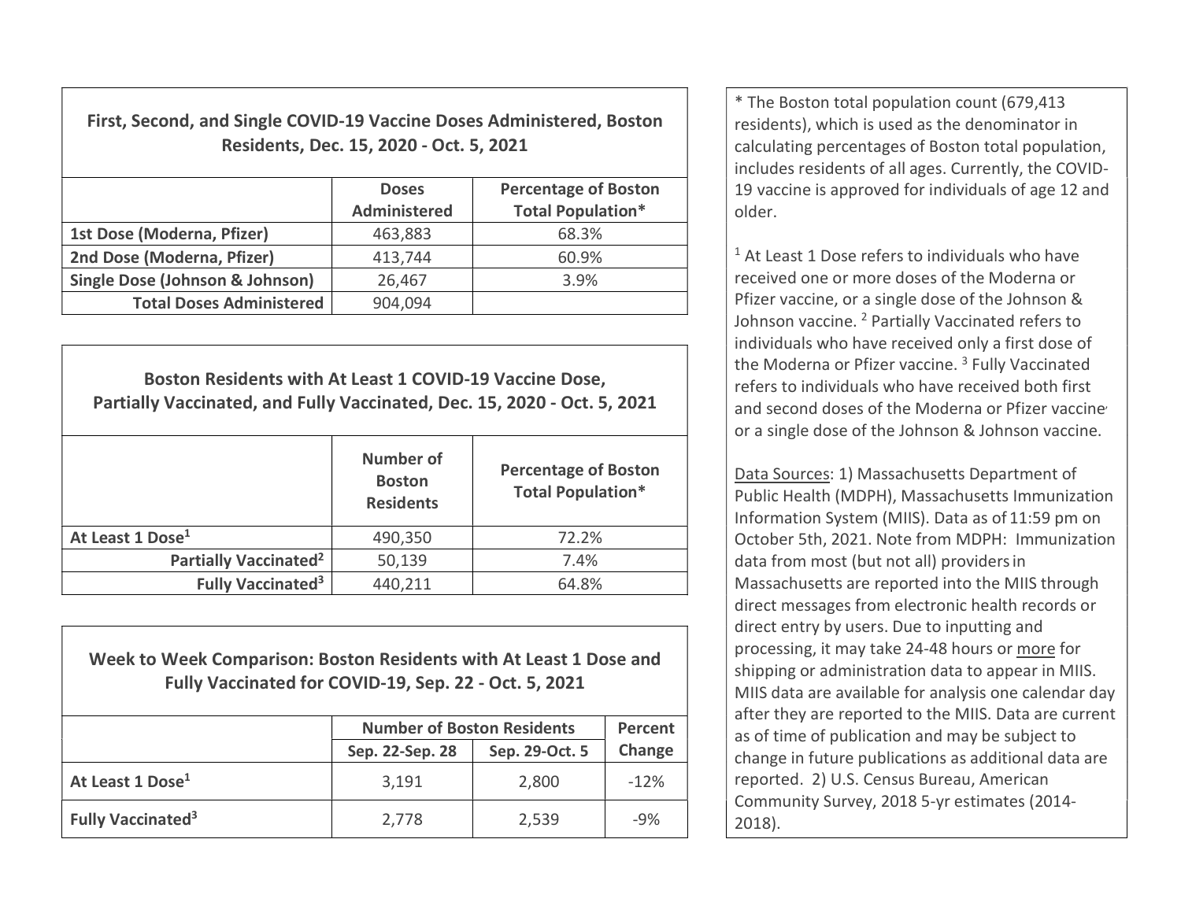### First, Second, and Single COVID-19 Vaccine Doses Administered, Boston Residents, Dec. 15, 2020 - Oct. 5, 2021

| | Doses Administered | Percentage of Boston Total Population* |
|---|---|---|
| **1st Dose (Moderna, Pfizer)** | 463,883 | 68.3% |
| **2nd Dose (Moderna, Pfizer)** | 413,744 | 60.9% |
| **Single Dose (Johnson & Johnson)** | 26,467 | 3.9% |
| **Total Doses Administered** | 904,094 | |

### Boston Residents with At Least 1 COVID-19 Vaccine Dose, Partially Vaccinated, and Fully Vaccinated, Dec. 15, 2020 - Oct. 5, 2021

| | Number of Boston Residents | Percentage of Boston Total Population* |
|---|---|---|
| **At Least 1 Dose[1]** | 490,350 | 72.2% |
| **Partially Vaccinated[2]** | 50,139 | 7.4% |
| **Fully Vaccinated[3]** | 440,211 | 64.8% |

### Week to Week Comparison: Boston Residents with At Least 1 Dose and Fully Vaccinated for COVID-19, Sep. 22 - Oct. 5, 2021

| | Number of Boston Residents | | Percent Change |
|---|---|---|---|
| | Sep. 22-Sep. 28 | Sep. 29-Oct. 5 | |
| **At Least 1 Dose[1]** | 3,191 | 2,800 | -12% |
| **Fully Vaccinated[3]** | 2,778 | 2,539 | -9% |

* The Boston total population count (679,413 residents), which is used as the denominator in calculating percentages of Boston total population, includes residents of all ages. Currently, the COVID-19 vaccine is approved for individuals of age 12 and older.

[1] At Least 1 Dose refers to individuals who have received one or more doses of the Moderna or Pfizer vaccine, or a single dose of the Johnson & Johnson vaccine. [2] Partially Vaccinated refers to individuals who have received only a first dose of the Moderna or Pfizer vaccine. [3] Fully Vaccinated refers to individuals who have received both first and second doses of the Moderna or Pfizer vaccine or a single dose of the Johnson & Johnson vaccine.

Data Sources: 1) Massachusetts Department of Public Health (MDPH), Massachusetts Immunization Information System (MIIS). Data as of 11:59 pm on October 5th, 2021. Note from MDPH: Immunization data from most (but not all) providers in Massachusetts are reported into the MIIS through direct messages from electronic health records or direct entry by users. Due to inputting and processing, it may take 24-48 hours or more for shipping or administration data to appear in MIIS. MIIS data are available for analysis one calendar day after they are reported to the MIIS. Data are current as of time of publication and may be subject to change in future publications as additional data are reported. 2) U.S. Census Bureau, American Community Survey, 2018 5-yr estimates (2014-2018).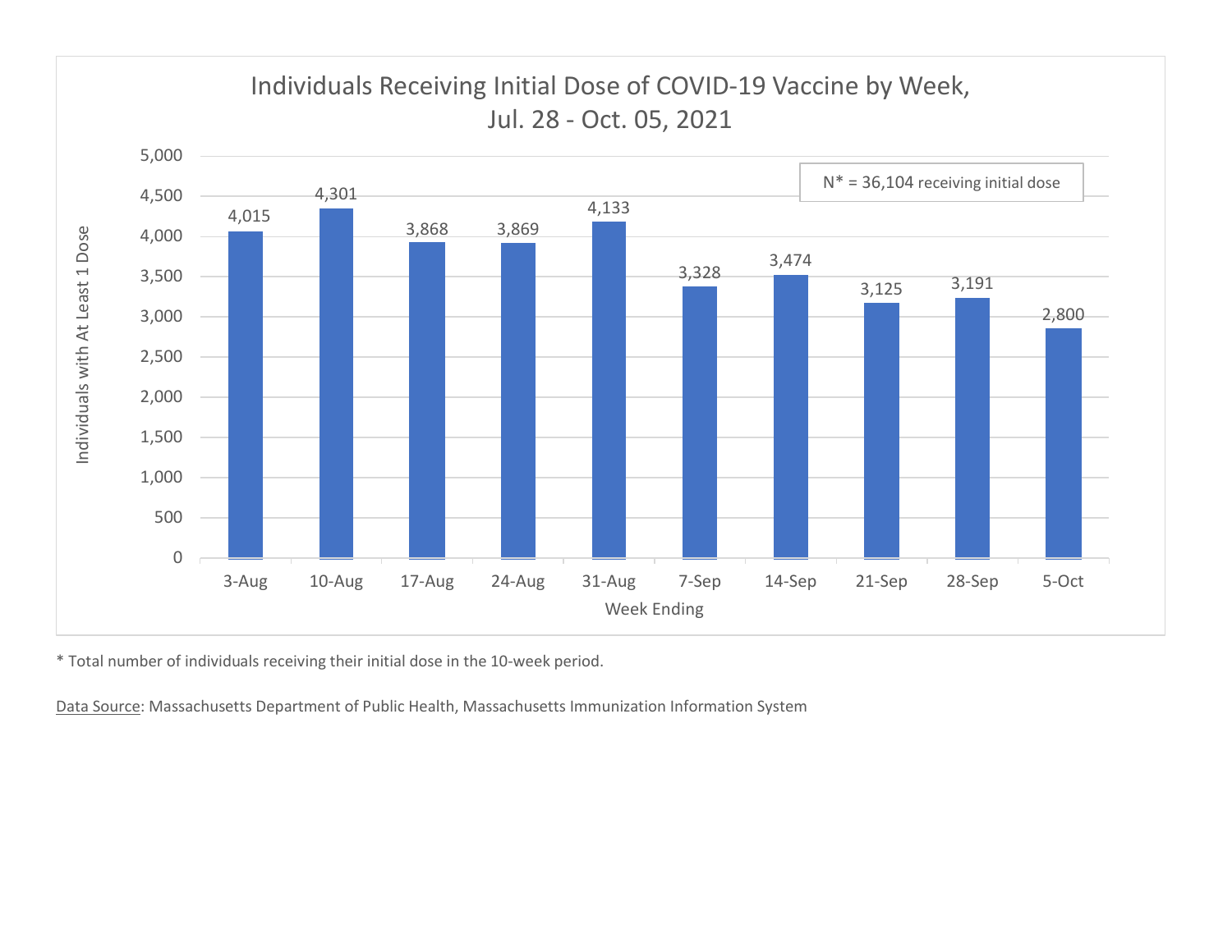## Individuals Receiving Initial Dose of COVID-19 Vaccine by Week, Jul. 28 - Oct. 05, 2021

N* = 36,104 receiving initial dose

| Week Ending | Individuals with At Least 1 Dose |
|---|---|
| 3-Aug | 4,015 |
| 10-Aug | 4,301 |
| 17-Aug | 3,868 |
| 24-Aug | 3,869 |
| 31-Aug | 4,133 |
| 7-Sep | 3,328 |
| 14-Sep | 3,474 |
| 21-Sep | 3,125 |
| 28-Sep | 3,191 |
| 5-Oct | 2,800 |

* Total number of individuals receiving their initial dose in the 10-week period.

Data Source: Massachusetts Department of Public Health, Massachusetts Immunization Information System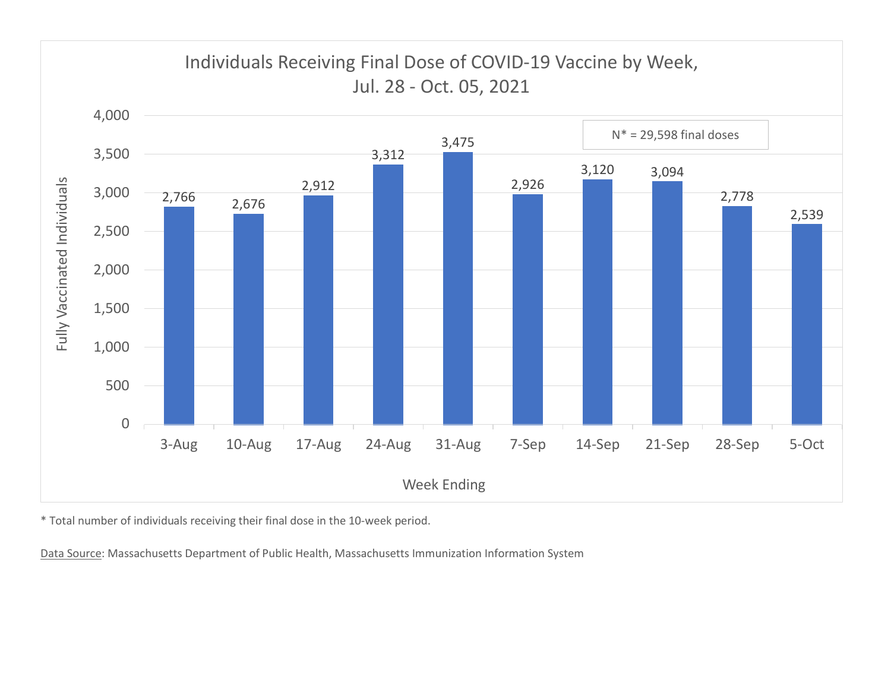## Individuals Receiving Final Dose of COVID-19 Vaccine by Week, Jul. 28 - Oct. 05, 2021

N* = 29,598 final doses

| Week Ending | Fully Vaccinated Individuals |
|---|---|
| 3-Aug | 2,766 |
| 10-Aug | 2,676 |
| 17-Aug | 2,912 |
| 24-Aug | 3,312 |
| 31-Aug | 3,475 |
| 7-Sep | 2,926 |
| 14-Sep | 3,120 |
| 21-Sep | 3,094 |
| 28-Sep | 2,778 |
| 5-Oct | 2,539 |

* Total number of individuals receiving their final dose in the 10-week period.

Data Source: Massachusetts Department of Public Health, Massachusetts Immunization Information System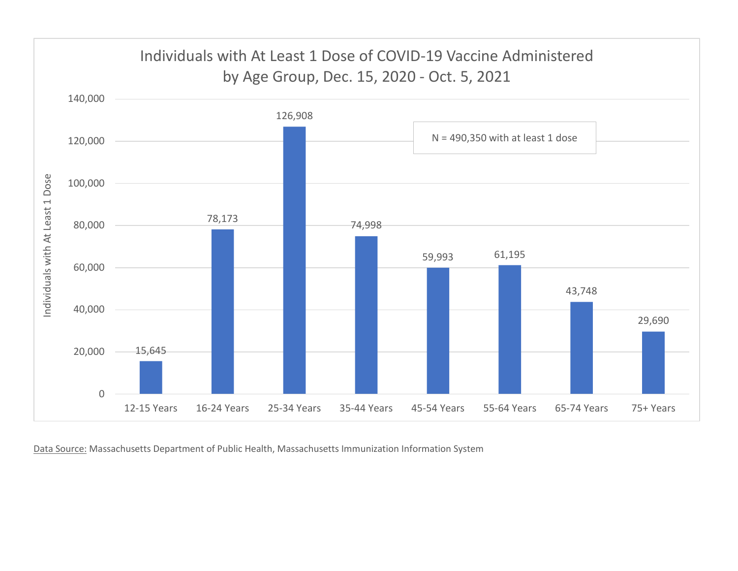## Individuals with At Least 1 Dose of COVID-19 Vaccine Administered by Age Group, Dec. 15, 2020 - Oct. 5, 2021

N = 490,350 with at least 1 dose

| Age Group | Individuals with At Least 1 Dose |
|---|---|
| 12-15 Years | 15,645 |
| 16-24 Years | 78,173 |
| 25-34 Years | 126,908 |
| 35-44 Years | 74,998 |
| 45-54 Years | 59,993 |
| 55-64 Years | 61,195 |
| 65-74 Years | 43,748 |
| 75+ Years | 29,690 |

Data Source: Massachusetts Department of Public Health, Massachusetts Immunization Information System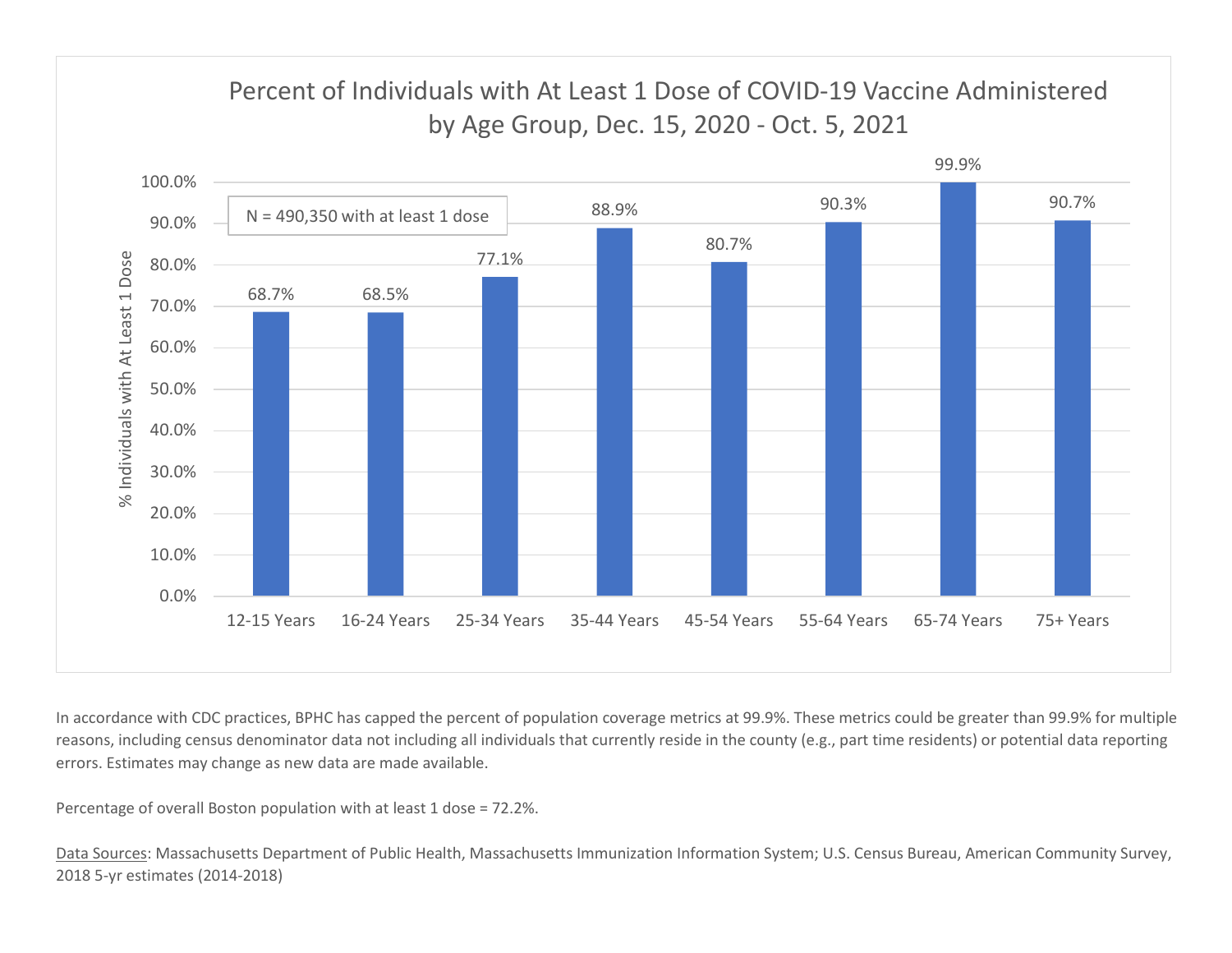## Percent of Individuals with At Least 1 Dose of COVID-19 Vaccine Administered by Age Group, Dec. 15, 2020 - Oct. 5, 2021

N = 490,350 with at least 1 dose

| Age Group | % Individuals with At Least 1 Dose |
| --- | --- |
| 12-15 Years | 68.7% |
| 16-24 Years | 68.5% |
| 25-34 Years | 77.1% |
| 35-44 Years | 88.9% |
| 45-54 Years | 80.7% |
| 55-64 Years | 90.3% |
| 65-74 Years | 99.9% |
| 75+ Years | 90.7% |

In accordance with CDC practices, BPHC has capped the percent of population coverage metrics at 99.9%. These metrics could be greater than 99.9% for multiple reasons, including census denominator data not including all individuals that currently reside in the county (e.g., part time residents) or potential data reporting errors. Estimates may change as new data are made available.

Percentage of overall Boston population with at least 1 dose = 72.2%.

Data Sources: Massachusetts Department of Public Health, Massachusetts Immunization Information System; U.S. Census Bureau, American Community Survey, 2018 5-yr estimates (2014-2018)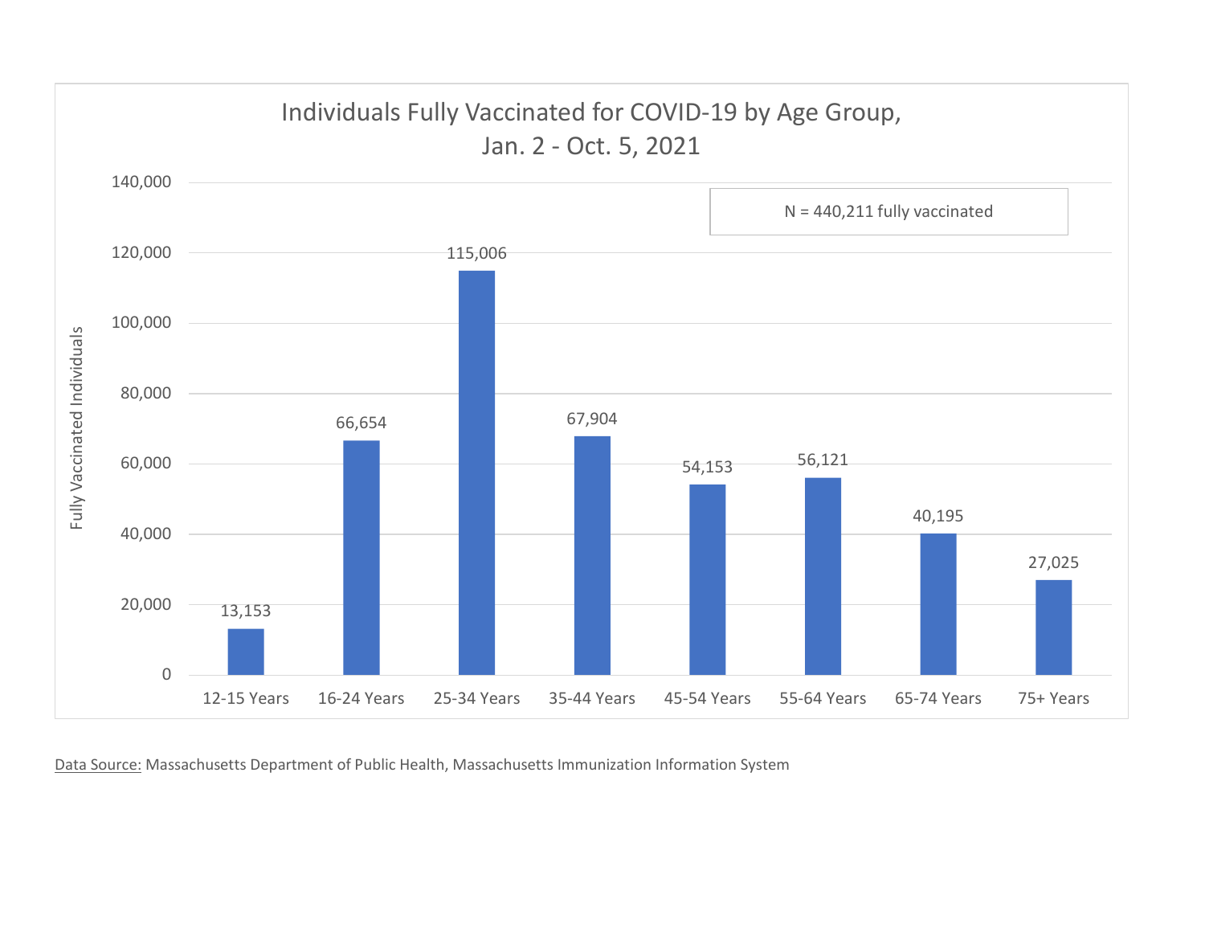## Individuals Fully Vaccinated for COVID-19 by Age Group, Jan. 2 - Oct. 5, 2021

N = 440,211 fully vaccinated

| Age Group | Fully Vaccinated Individuals |
|---|---|
| 12-15 Years | 13,153 |
| 16-24 Years | 66,654 |
| 25-34 Years | 115,006 |
| 35-44 Years | 67,904 |
| 45-54 Years | 54,153 |
| 55-64 Years | 56,121 |
| 65-74 Years | 40,195 |
| 75+ Years | 27,025 |

Data Source: Massachusetts Department of Public Health, Massachusetts Immunization Information System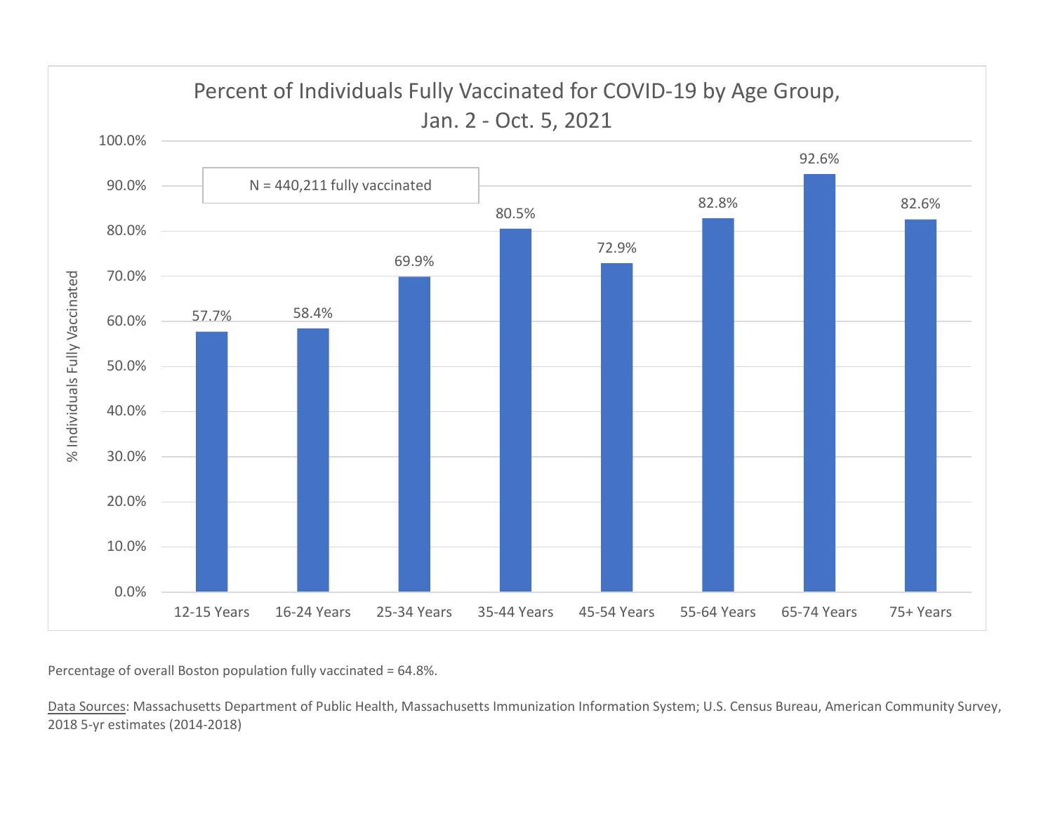## Percent of Individuals Fully Vaccinated for COVID-19 by Age Group, Jan. 2 - Oct. 5, 2021

N = 440,211 fully vaccinated

| Age Group | % Individuals Fully Vaccinated |
| --- | --- |
| 12-15 Years | 57.7% |
| 16-24 Years | 58.4% |
| 25-34 Years | 69.9% |
| 35-44 Years | 80.5% |
| 45-54 Years | 72.9% |
| 55-64 Years | 82.8% |
| 65-74 Years | 92.6% |
| 75+ Years | 82.6% |

Percentage of overall Boston population fully vaccinated = 64.8%.

Data Sources: Massachusetts Department of Public Health, Massachusetts Immunization Information System; U.S. Census Bureau, American Community Survey, 2018 5-yr estimates (2014-2018)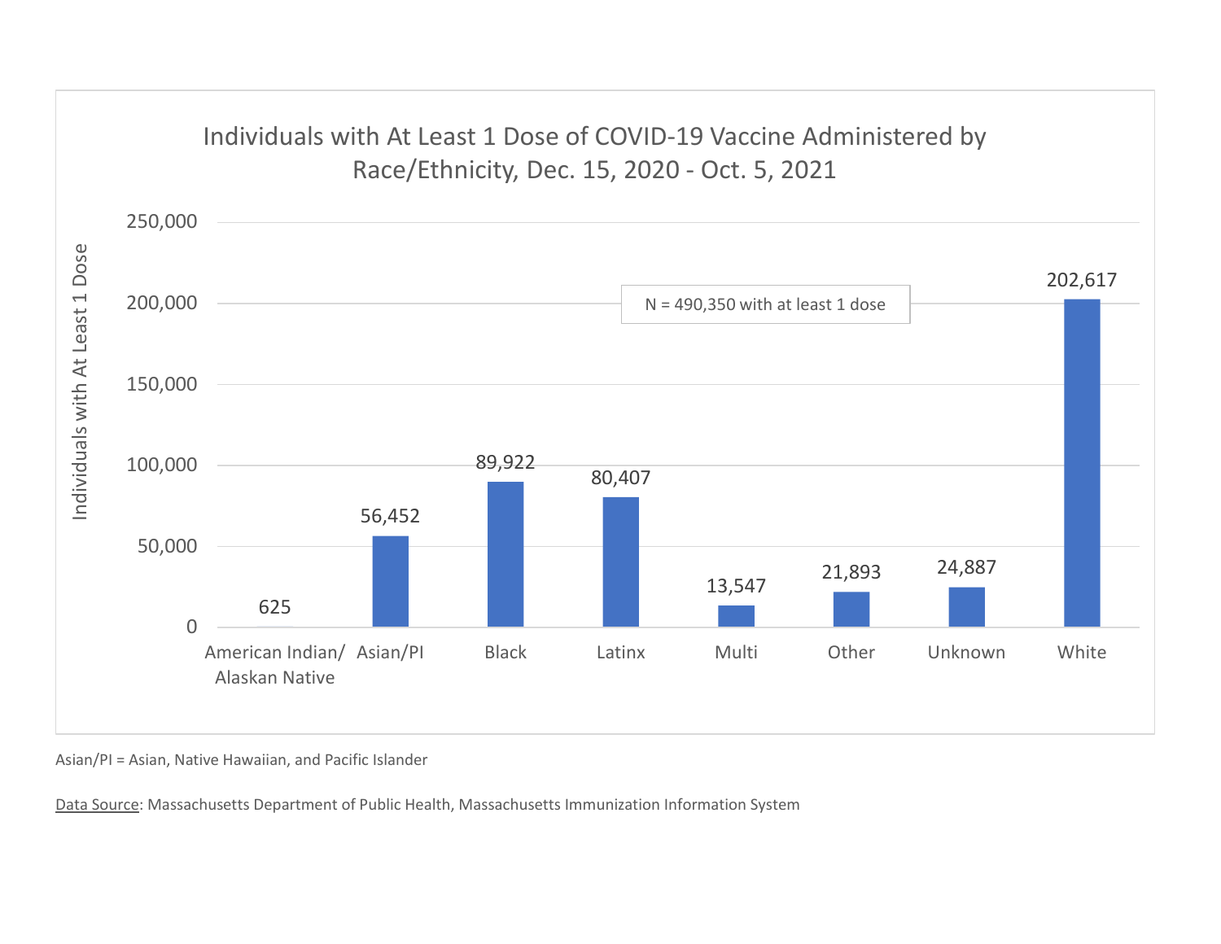## Individuals with At Least 1 Dose of COVID-19 Vaccine Administered by Race/Ethnicity, Dec. 15, 2020 - Oct. 5, 2021

N = 490,350 with at least 1 dose

| Race/Ethnicity | Individuals with At Least 1 Dose |
| --- | --- |
| American Indian/ Alaskan Native | 625 |
| Asian/PI | 56,452 |
| Black | 89,922 |
| Latinx | 80,407 |
| Multi | 13,547 |
| Other | 21,893 |
| Unknown | 24,887 |
| White | 202,617 |

Asian/PI = Asian, Native Hawaiian, and Pacific Islander

Data Source: Massachusetts Department of Public Health, Massachusetts Immunization Information System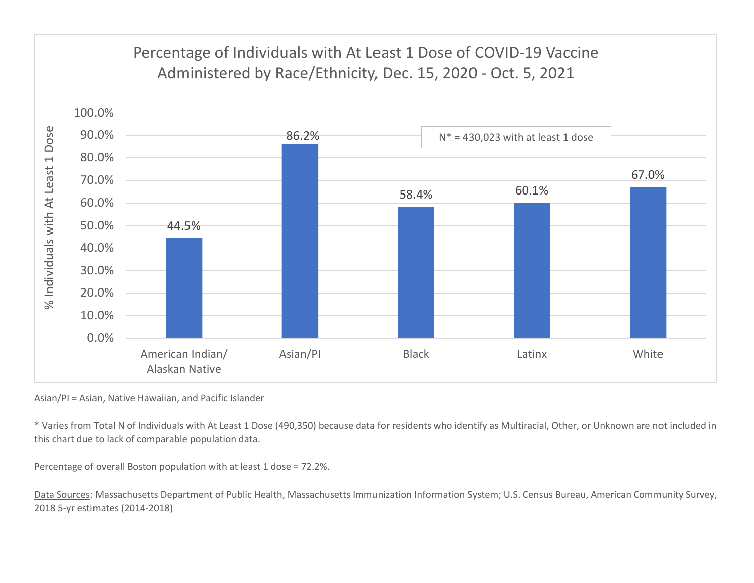## Percentage of Individuals with At Least 1 Dose of COVID-19 Vaccine Administered by Race/Ethnicity, Dec. 15, 2020 - Oct. 5, 2021

N* = 430,023 with at least 1 dose

| Race/Ethnicity | % Individuals with At Least 1 Dose |
| --- | --- |
| American Indian/ Alaskan Native | 44.5% |
| Asian/PI | 86.2% |
| Black | 58.4% |
| Latinx | 60.1% |
| White | 67.0% |

Asian/PI = Asian, Native Hawaiian, and Pacific Islander

* Varies from Total N of Individuals with At Least 1 Dose (490,350) because data for residents who identify as Multiracial, Other, or Unknown are not included in this chart due to lack of comparable population data.

Percentage of overall Boston population with at least 1 dose = 72.2%.

Data Sources: Massachusetts Department of Public Health, Massachusetts Immunization Information System; U.S. Census Bureau, American Community Survey, 2018 5-yr estimates (2014-2018)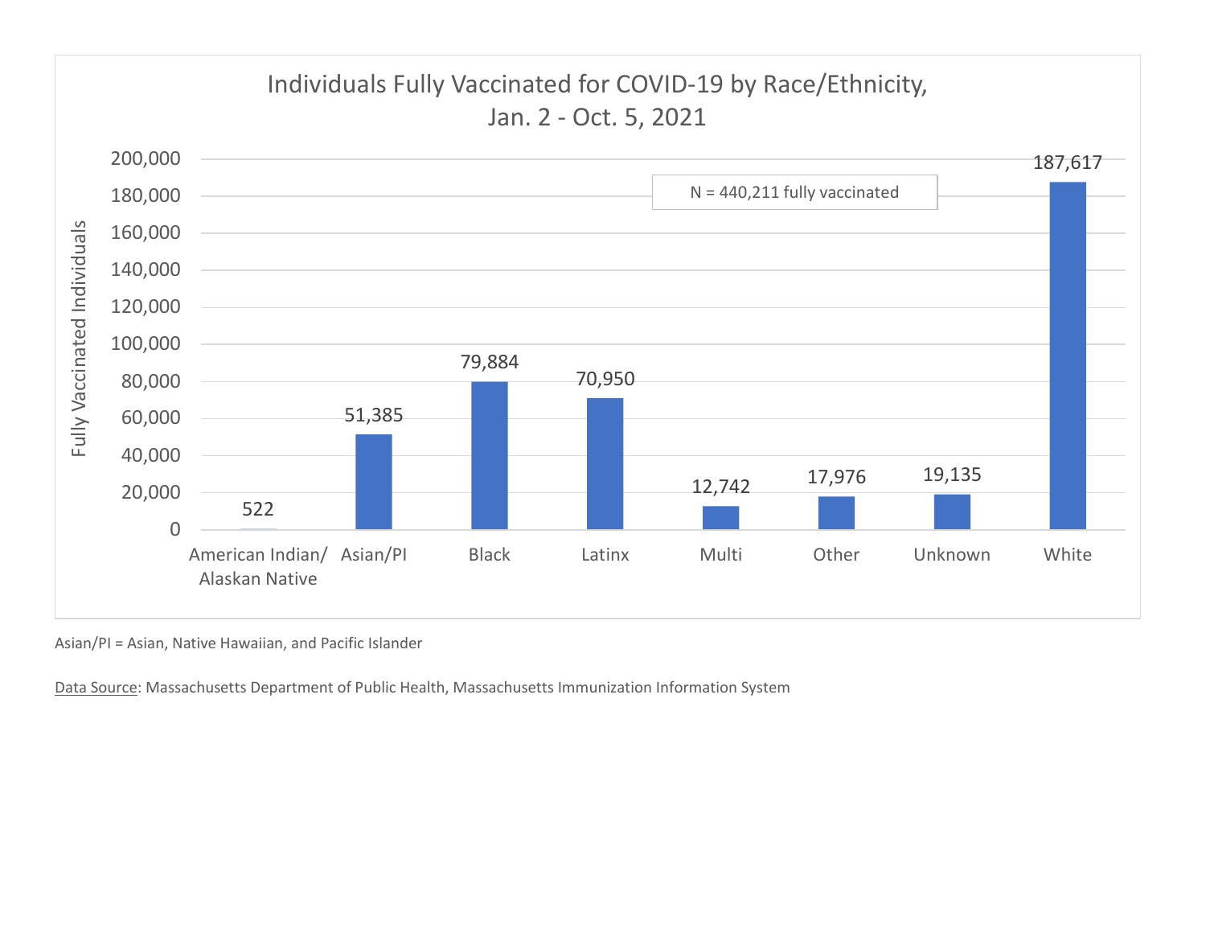## Individuals Fully Vaccinated for COVID-19 by Race/Ethnicity, Jan. 2 - Oct. 5, 2021

N = 440,211 fully vaccinated

| Race/Ethnicity | Fully Vaccinated Individuals |
| --- | --- |
| American Indian/ Alaskan Native | 522 |
| Asian/PI | 51,385 |
| Black | 79,884 |
| Latinx | 70,950 |
| Multi | 12,742 |
| Other | 17,976 |
| Unknown | 19,135 |
| White | 187,617 |

Asian/PI = Asian, Native Hawaiian, and Pacific Islander

Data Source: Massachusetts Department of Public Health, Massachusetts Immunization Information System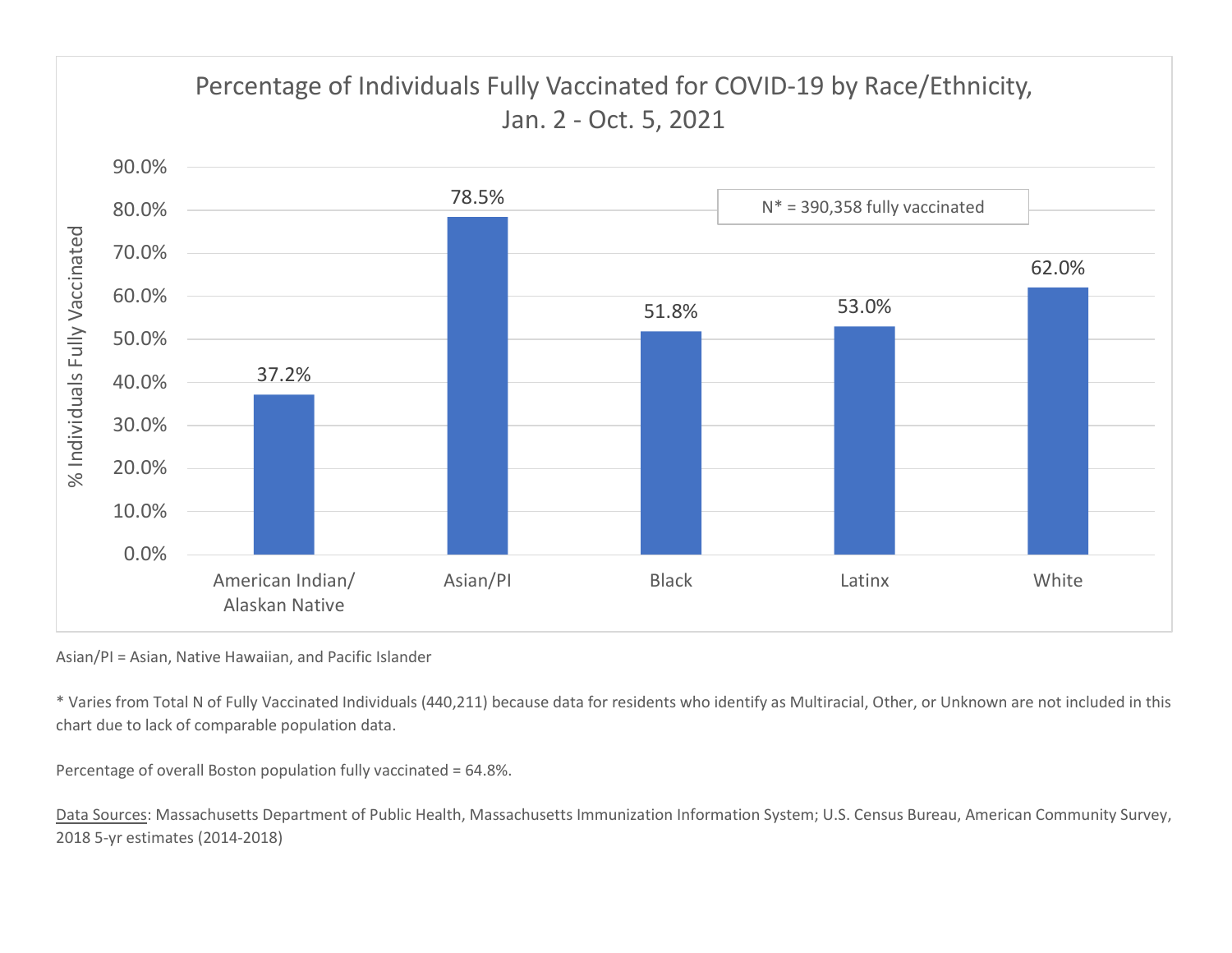# Percentage of Individuals Fully Vaccinated for COVID-19 by Race/Ethnicity, Jan. 2 - Oct. 5, 2021

N* = 390,358 fully vaccinated

| Race/Ethnicity | % Individuals Fully Vaccinated |
|---|---|
| American Indian/ Alaskan Native | 37.2% |
| Asian/PI | 78.5% |
| Black | 51.8% |
| Latinx | 53.0% |
| White | 62.0% |

Asian/PI = Asian, Native Hawaiian, and Pacific Islander

* Varies from Total N of Fully Vaccinated Individuals (440,211) because data for residents who identify as Multiracial, Other, or Unknown are not included in this chart due to lack of comparable population data.

Percentage of overall Boston population fully vaccinated = 64.8%.

Data Sources: Massachusetts Department of Public Health, Massachusetts Immunization Information System; U.S. Census Bureau, American Community Survey, 2018 5-yr estimates (2014-2018)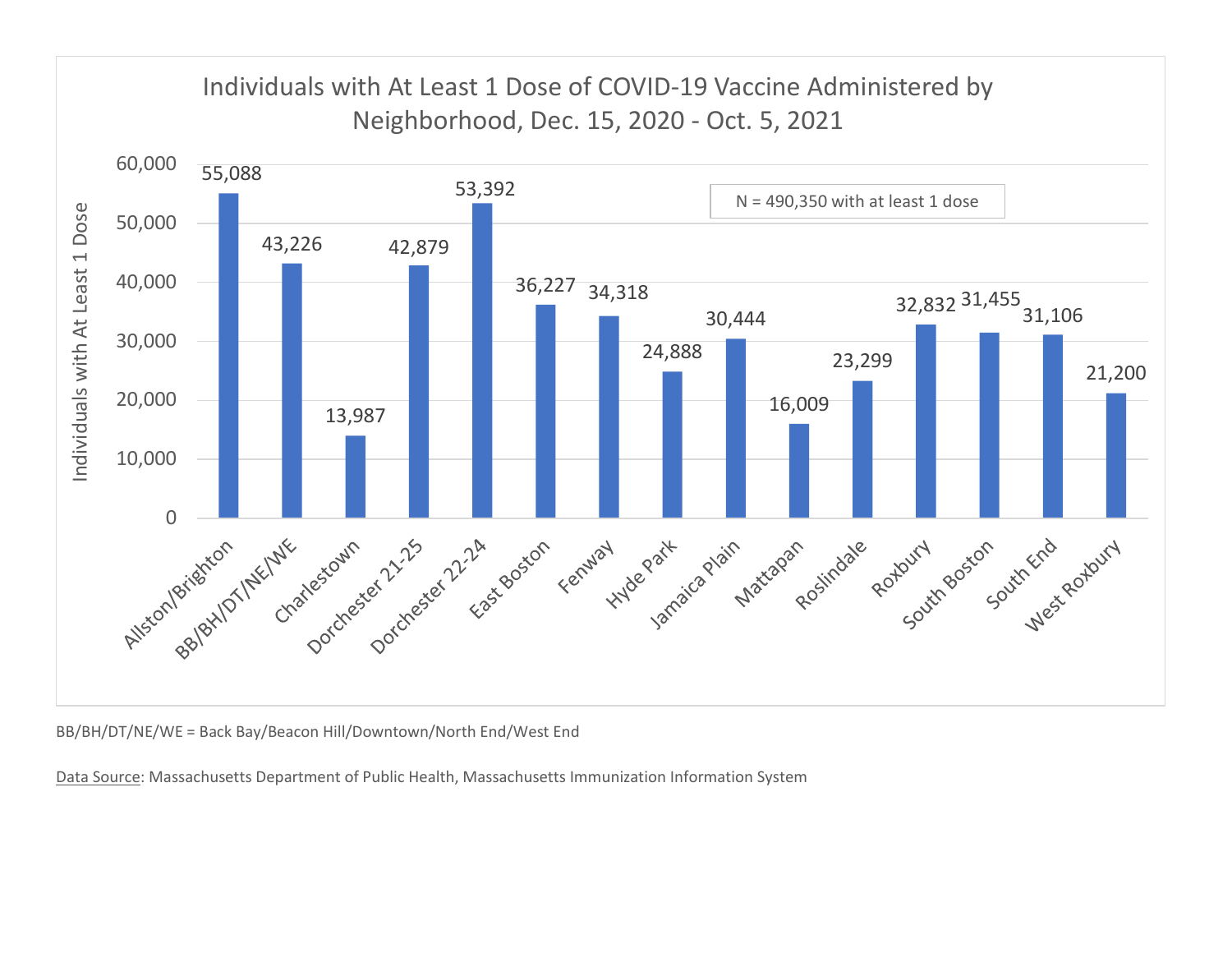## Individuals with At Least 1 Dose of COVID-19 Vaccine Administered by Neighborhood, Dec. 15, 2020 - Oct. 5, 2021

N = 490,350 with at least 1 dose

| Neighborhood | Individuals with At Least 1 Dose |
| --- | --- |
| Allston/Brighton | 55,088 |
| BB/BH/DT/NE/WE | 43,226 |
| Charlestown | 13,987 |
| Dorchester 21-25 | 42,879 |
| Dorchester 22-24 | 53,392 |
| East Boston | 36,227 |
| Fenway | 34,318 |
| Hyde Park | 24,888 |
| Jamaica Plain | 30,444 |
| Mattapan | 16,009 |
| Roslindale | 23,299 |
| Roxbury | 32,832 |
| South Boston | 31,455 |
| South End | 31,106 |
| West Roxbury | 21,200 |

BB/BH/DT/NE/WE = Back Bay/Beacon Hill/Downtown/North End/West End

Data Source: Massachusetts Department of Public Health, Massachusetts Immunization Information System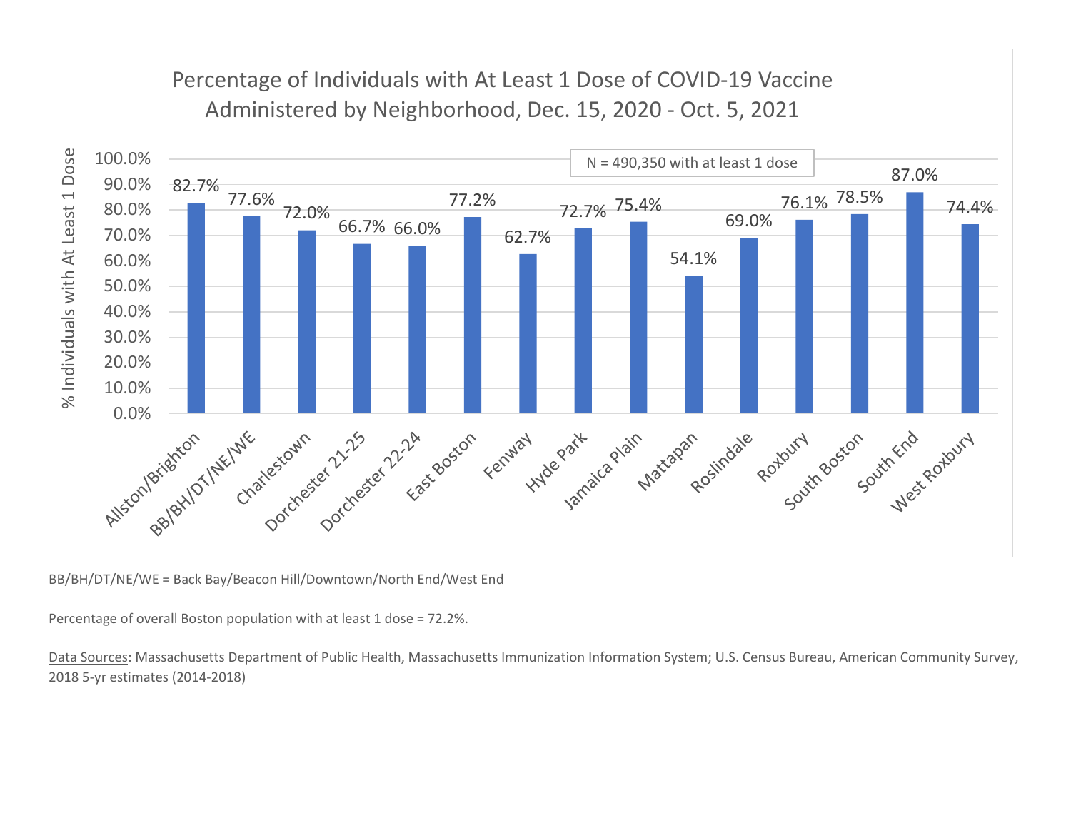## Percentage of Individuals with At Least 1 Dose of COVID-19 Vaccine Administered by Neighborhood, Dec. 15, 2020 - Oct. 5, 2021

N = 490,350 with at least 1 dose

| Neighborhood | % Individuals with At Least 1 Dose |
|---|---|
| Allston/Brighton | 82.7% |
| BB/BH/DT/NE/WE | 77.6% |
| Charlestown | 72.0% |
| Dorchester 21-25 | 66.7% |
| Dorchester 22-24 | 66.0% |
| East Boston | 77.2% |
| Fenway | 62.7% |
| Hyde Park | 72.7% |
| Jamaica Plain | 75.4% |
| Mattapan | 54.1% |
| Roslindale | 69.0% |
| Roxbury | 76.1% |
| South Boston | 78.5% |
| South End | 87.0% |
| West Roxbury | 74.4% |

BB/BH/DT/NE/WE = Back Bay/Beacon Hill/Downtown/North End/West End

Percentage of overall Boston population with at least 1 dose = 72.2%.

Data Sources: Massachusetts Department of Public Health, Massachusetts Immunization Information System; U.S. Census Bureau, American Community Survey, 2018 5-yr estimates (2014-2018)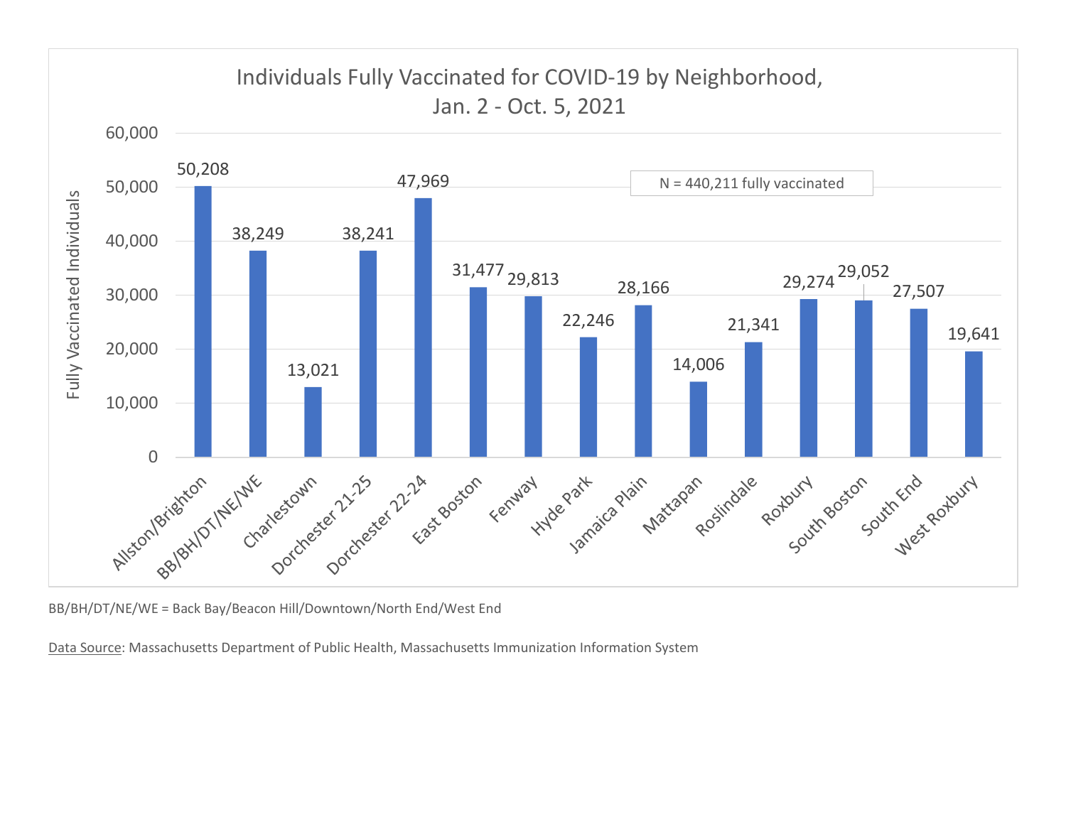## Individuals Fully Vaccinated for COVID-19 by Neighborhood, Jan. 2 - Oct. 5, 2021

N = 440,211 fully vaccinated

| Neighborhood | Fully Vaccinated Individuals |
| --- | --- |
| Allston/Brighton | 50,208 |
| BB/BH/DT/NE/WE | 38,249 |
| Charlestown | 13,021 |
| Dorchester 21-25 | 38,241 |
| Dorchester 22-24 | 47,969 |
| East Boston | 31,477 |
| Fenway | 29,813 |
| Hyde Park | 22,246 |
| Jamaica Plain | 28,166 |
| Mattapan | 14,006 |
| Roslindale | 21,341 |
| Roxbury | 29,274 |
| South Boston | 29,052 |
| South End | 27,507 |
| West Roxbury | 19,641 |

BB/BH/DT/NE/WE = Back Bay/Beacon Hill/Downtown/North End/West End

Data Source: Massachusetts Department of Public Health, Massachusetts Immunization Information System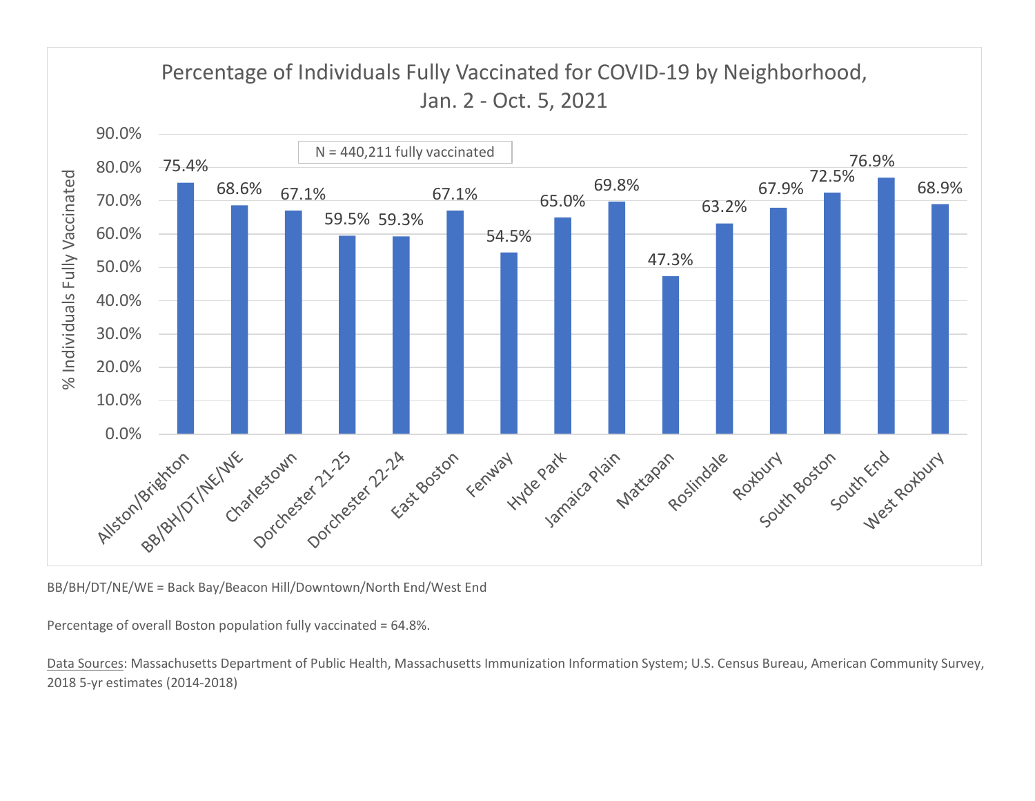## Percentage of Individuals Fully Vaccinated for COVID-19 by Neighborhood, Jan. 2 - Oct. 5, 2021

N = 440,211 fully vaccinated

| Neighborhood | % Individuals Fully Vaccinated |
|---|---|
| Allston/Brighton | 75.4% |
| BB/BH/DT/NE/WE | 68.6% |
| Charlestown | 67.1% |
| Dorchester 21-25 | 59.5% |
| Dorchester 22-24 | 59.3% |
| East Boston | 67.1% |
| Fenway | 54.5% |
| Hyde Park | 65.0% |
| Jamaica Plain | 69.8% |
| Mattapan | 47.3% |
| Roslindale | 63.2% |
| Roxbury | 67.9% |
| South Boston | 72.5% |
| South End | 76.9% |
| West Roxbury | 68.9% |

BB/BH/DT/NE/WE = Back Bay/Beacon Hill/Downtown/North End/West End

Percentage of overall Boston population fully vaccinated = 64.8%.

Data Sources: Massachusetts Department of Public Health, Massachusetts Immunization Information System; U.S. Census Bureau, American Community Survey, 2018 5-yr estimates (2014-2018)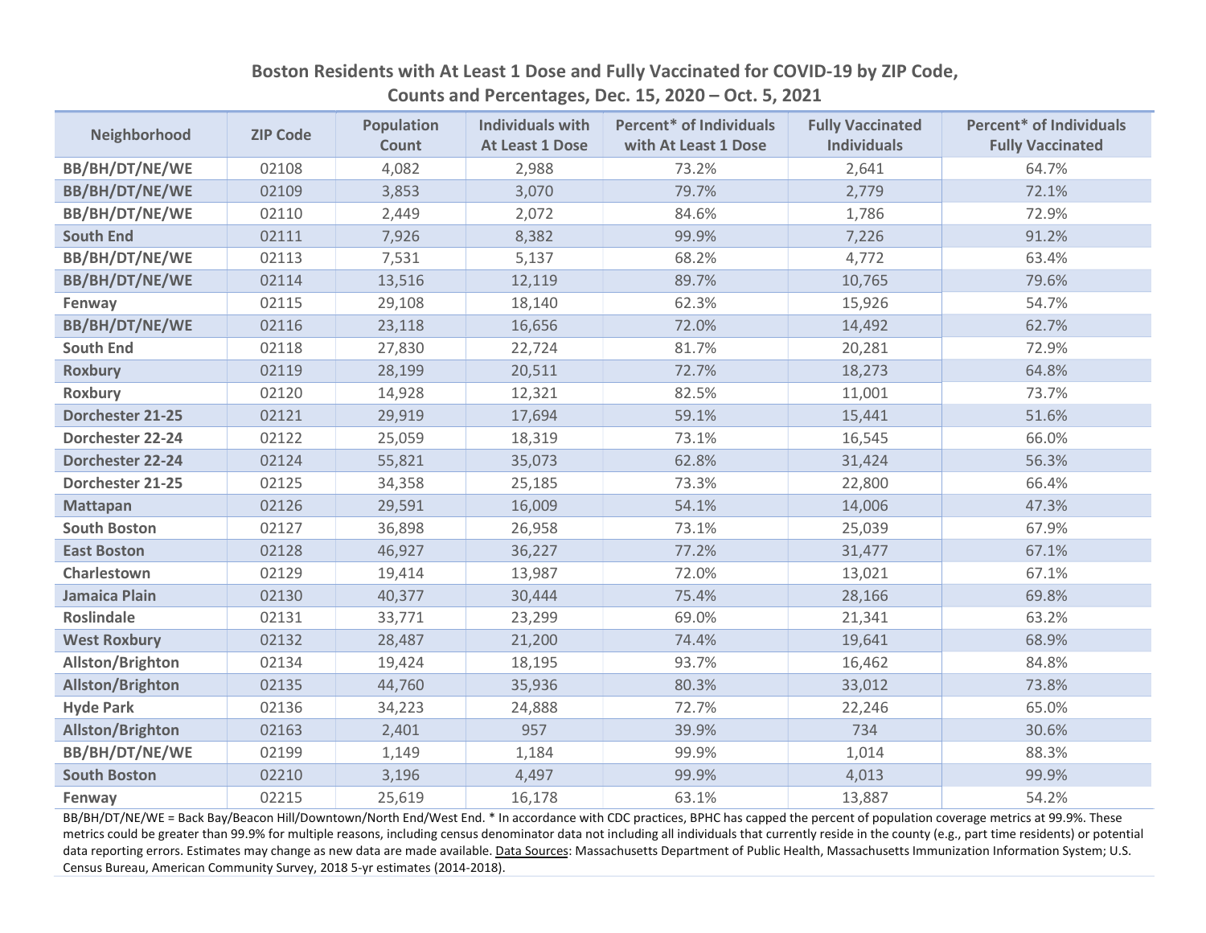## Boston Residents with At Least 1 Dose and Fully Vaccinated for COVID-19 by ZIP Code, Counts and Percentages, Dec. 15, 2020 – Oct. 5, 2021

| Neighborhood | ZIP Code | Population Count | Individuals with At Least 1 Dose | Percent* of Individuals with At Least 1 Dose | Fully Vaccinated Individuals | Percent* of Individuals Fully Vaccinated |
|---|---|---|---|---|---|---|
| **BB/BH/DT/NE/WE** | 02108 | 4,082 | 2,988 | 73.2% | 2,641 | 64.7% |
| **BB/BH/DT/NE/WE** | 02109 | 3,853 | 3,070 | 79.7% | 2,779 | 72.1% |
| **BB/BH/DT/NE/WE** | 02110 | 2,449 | 2,072 | 84.6% | 1,786 | 72.9% |
| **South End** | 02111 | 7,926 | 8,382 | 99.9% | 7,226 | 91.2% |
| **BB/BH/DT/NE/WE** | 02113 | 7,531 | 5,137 | 68.2% | 4,772 | 63.4% |
| **BB/BH/DT/NE/WE** | 02114 | 13,516 | 12,119 | 89.7% | 10,765 | 79.6% |
| **Fenway** | 02115 | 29,108 | 18,140 | 62.3% | 15,926 | 54.7% |
| **BB/BH/DT/NE/WE** | 02116 | 23,118 | 16,656 | 72.0% | 14,492 | 62.7% |
| **South End** | 02118 | 27,830 | 22,724 | 81.7% | 20,281 | 72.9% |
| **Roxbury** | 02119 | 28,199 | 20,511 | 72.7% | 18,273 | 64.8% |
| **Roxbury** | 02120 | 14,928 | 12,321 | 82.5% | 11,001 | 73.7% |
| **Dorchester 21-25** | 02121 | 29,919 | 17,694 | 59.1% | 15,441 | 51.6% |
| **Dorchester 22-24** | 02122 | 25,059 | 18,319 | 73.1% | 16,545 | 66.0% |
| **Dorchester 22-24** | 02124 | 55,821 | 35,073 | 62.8% | 31,424 | 56.3% |
| **Dorchester 21-25** | 02125 | 34,358 | 25,185 | 73.3% | 22,800 | 66.4% |
| **Mattapan** | 02126 | 29,591 | 16,009 | 54.1% | 14,006 | 47.3% |
| **South Boston** | 02127 | 36,898 | 26,958 | 73.1% | 25,039 | 67.9% |
| **East Boston** | 02128 | 46,927 | 36,227 | 77.2% | 31,477 | 67.1% |
| **Charlestown** | 02129 | 19,414 | 13,987 | 72.0% | 13,021 | 67.1% |
| **Jamaica Plain** | 02130 | 40,377 | 30,444 | 75.4% | 28,166 | 69.8% |
| **Roslindale** | 02131 | 33,771 | 23,299 | 69.0% | 21,341 | 63.2% |
| **West Roxbury** | 02132 | 28,487 | 21,200 | 74.4% | 19,641 | 68.9% |
| **Allston/Brighton** | 02134 | 19,424 | 18,195 | 93.7% | 16,462 | 84.8% |
| **Allston/Brighton** | 02135 | 44,760 | 35,936 | 80.3% | 33,012 | 73.8% |
| **Hyde Park** | 02136 | 34,223 | 24,888 | 72.7% | 22,246 | 65.0% |
| **Allston/Brighton** | 02163 | 2,401 | 957 | 39.9% | 734 | 30.6% |
| **BB/BH/DT/NE/WE** | 02199 | 1,149 | 1,184 | 99.9% | 1,014 | 88.3% |
| **South Boston** | 02210 | 3,196 | 4,497 | 99.9% | 4,013 | 99.9% |
| **Fenway** | 02215 | 25,619 | 16,178 | 63.1% | 13,887 | 54.2% |

BB/BH/DT/NE/WE = Back Bay/Beacon Hill/Downtown/North End/West End. * In accordance with CDC practices, BPHC has capped the percent of population coverage metrics at 99.9%. These metrics could be greater than 99.9% for multiple reasons, including census denominator data not including all individuals that currently reside in the county (e.g., part time residents) or potential data reporting errors. Estimates may change as new data are made available. Data Sources: Massachusetts Department of Public Health, Massachusetts Immunization Information System; U.S. Census Bureau, American Community Survey, 2018 5-yr estimates (2014-2018).